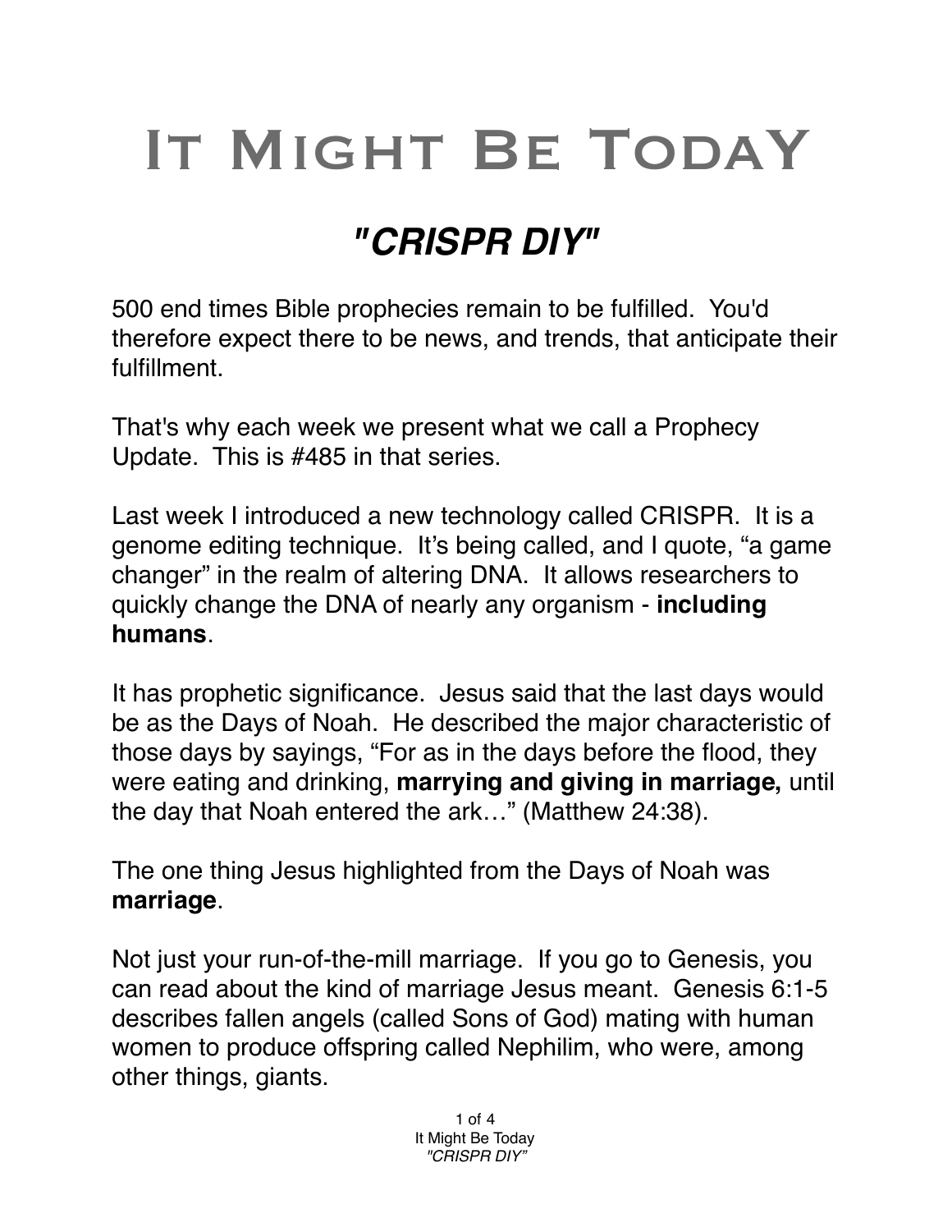# It Might Be Today

## *"CRISPR DIY"*

500 end times Bible prophecies remain to be fulfilled. You'd therefore expect there to be news, and trends, that anticipate their fulfillment.

That's why each week we present what we call a Prophecy Update. This is #485 in that series.

Last week I introduced a new technology called CRISPR. It is a genome editing technique. It's being called, and I quote, "a game changer" in the realm of altering DNA. It allows researchers to quickly change the DNA of nearly any organism - **including humans**.

It has prophetic significance. Jesus said that the last days would be as the Days of Noah. He described the major characteristic of those days by sayings, "For as in the days before the flood, they were eating and drinking, **marrying and giving in marriage,** until the day that Noah entered the ark…" (Matthew 24:38).

The one thing Jesus highlighted from the Days of Noah was **marriage**.

Not just your run-of-the-mill marriage. If you go to Genesis, you can read about the kind of marriage Jesus meant. Genesis 6:1-5 describes fallen angels (called Sons of God) mating with human women to produce offspring called Nephilim, who were, among other things, giants.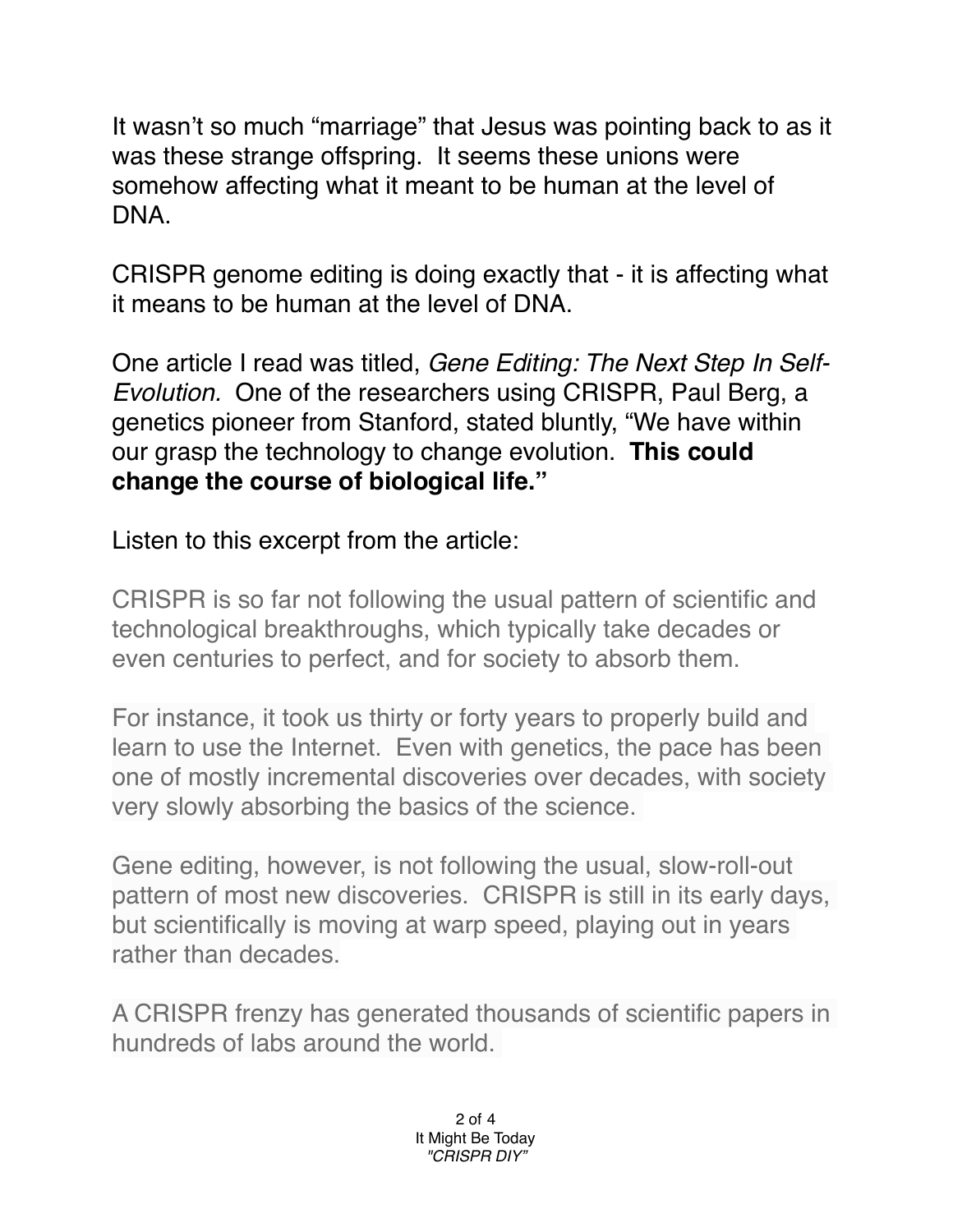It wasn't so much "marriage" that Jesus was pointing back to as it was these strange offspring. It seems these unions were somehow affecting what it meant to be human at the level of DNA.

CRISPR genome editing is doing exactly that - it is affecting what it means to be human at the level of DNA.

One article I read was titled, *Gene Editing: The Next Step In Self-Evolution.* One of the researchers using CRISPR, Paul Berg, a genetics pioneer from Stanford, stated bluntly, "We have within our grasp the technology to change evolution. **This could change the course of biological life."**

Listen to this excerpt from the article:

> CRISPR is so far not following the usual pattern of scientific and technological breakthroughs, which typically take decades or even centuries to perfect, and for society to absorb them.
>
> For instance, it took us thirty or forty years to properly build and learn to use the Internet. Even with genetics, the pace has been one of mostly incremental discoveries over decades, with society very slowly absorbing the basics of the science.
>
> Gene editing, however, is not following the usual, slow-roll-out pattern of most new discoveries. CRISPR is still in its early days, but scientifically is moving at warp speed, playing out in years rather than decades.
>
> A CRISPR frenzy has generated thousands of scientific papers in hundreds of labs around the world.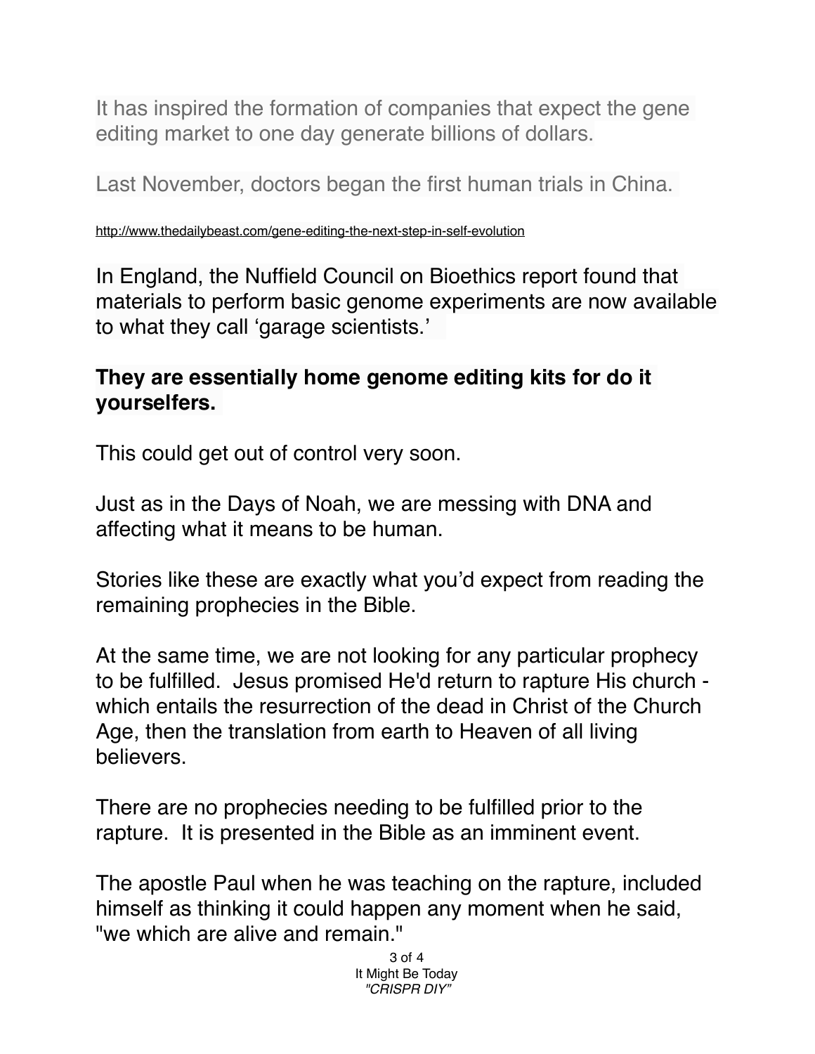It has inspired the formation of companies that expect the gene editing market to one day generate billions of dollars.

Last November, doctors began the first human trials in China.

http://www.thedailybeast.com/gene-editing-the-next-step-in-self-evolution

In England, the Nuffield Council on Bioethics report found that materials to perform basic genome experiments are now available to what they call 'garage scientists.'

**They are essentially home genome editing kits for do it yourselfers.**

This could get out of control very soon.

Just as in the Days of Noah, we are messing with DNA and affecting what it means to be human.

Stories like these are exactly what you'd expect from reading the remaining prophecies in the Bible.

At the same time, we are not looking for any particular prophecy to be fulfilled. Jesus promised He'd return to rapture His church - which entails the resurrection of the dead in Christ of the Church Age, then the translation from earth to Heaven of all living believers.

There are no prophecies needing to be fulfilled prior to the rapture. It is presented in the Bible as an imminent event.

The apostle Paul when he was teaching on the rapture, included himself as thinking it could happen any moment when he said, "we which are alive and remain."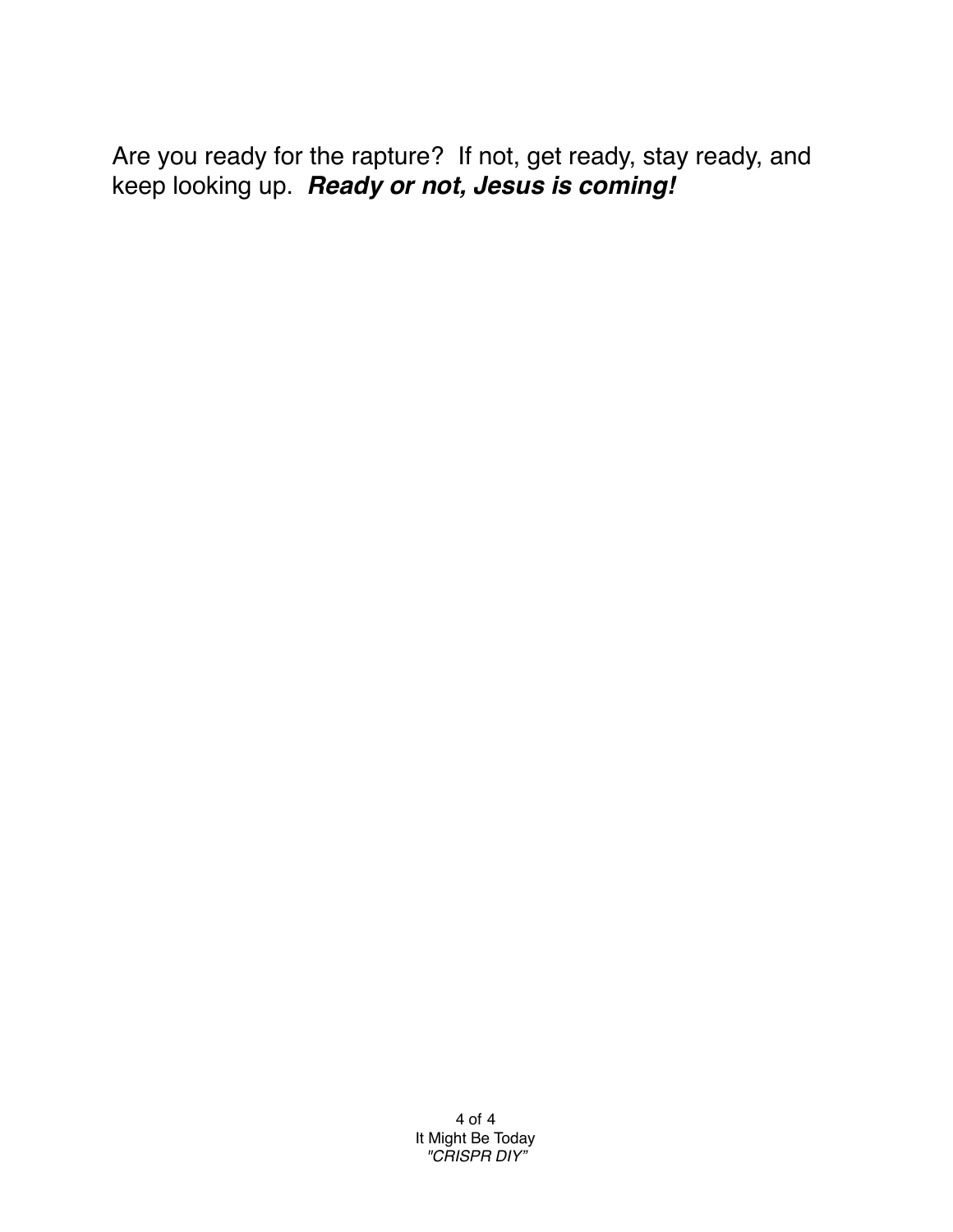Are you ready for the rapture? If not, get ready, stay ready, and keep looking up. ***Ready or not, Jesus is coming!***